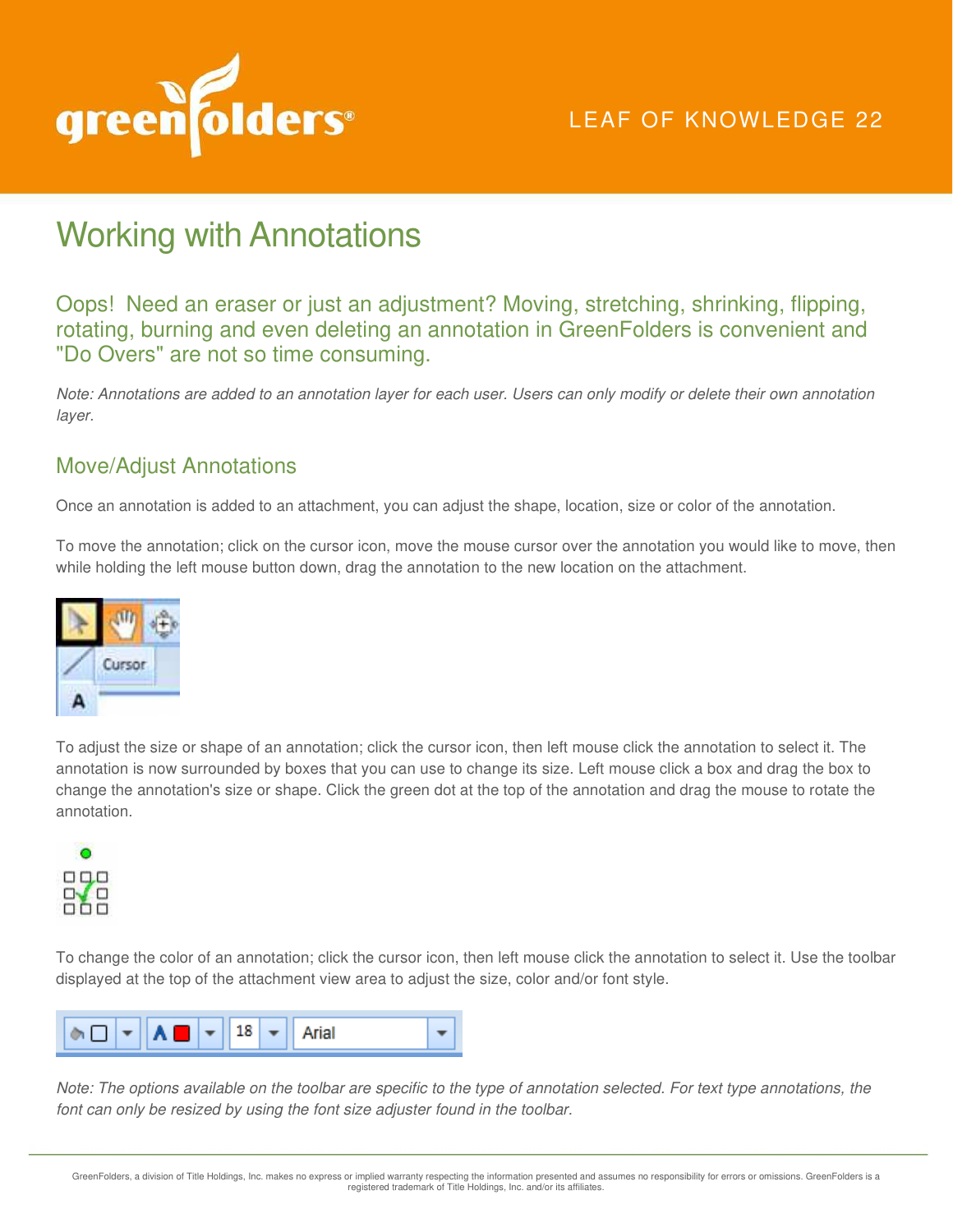LEAF OF KNOWLEDGE 22

# Working with Annotations

## Oops! Need an eraser or just an adjustment? Moving, stretching, shrinking, flipping, rotating, burning and even deleting an annotation in GreenFolders is convenient and "Do Overs" are not so time consuming.

*Note: Annotations are added to an annotation layer for each user. Users can only modify or delete their own annotation layer.*

### Move/Adjust Annotations

Once an annotation is added to an attachment, you can adjust the shape, location, size or color of the annotation.

To move the annotation; click on the cursor icon, move the mouse cursor over the annotation you would like to move, then while holding the left mouse button down, drag the annotation to the new location on the attachment.

To adjust the size or shape of an annotation; click the cursor icon, then left mouse click the annotation to select it. The annotation is now surrounded by boxes that you can use to change its size. Left mouse click a box and drag the box to change the annotation's size or shape. Click the green dot at the top of the annotation and drag the mouse to rotate the annotation.

To change the color of an annotation; click the cursor icon, then left mouse click the annotation to select it. Use the toolbar displayed at the top of the attachment view area to adjust the size, color and/or font style.

*Note: The options available on the toolbar are specific to the type of annotation selected. For text type annotations, the font can only be resized by using the font size adjuster found in the toolbar.*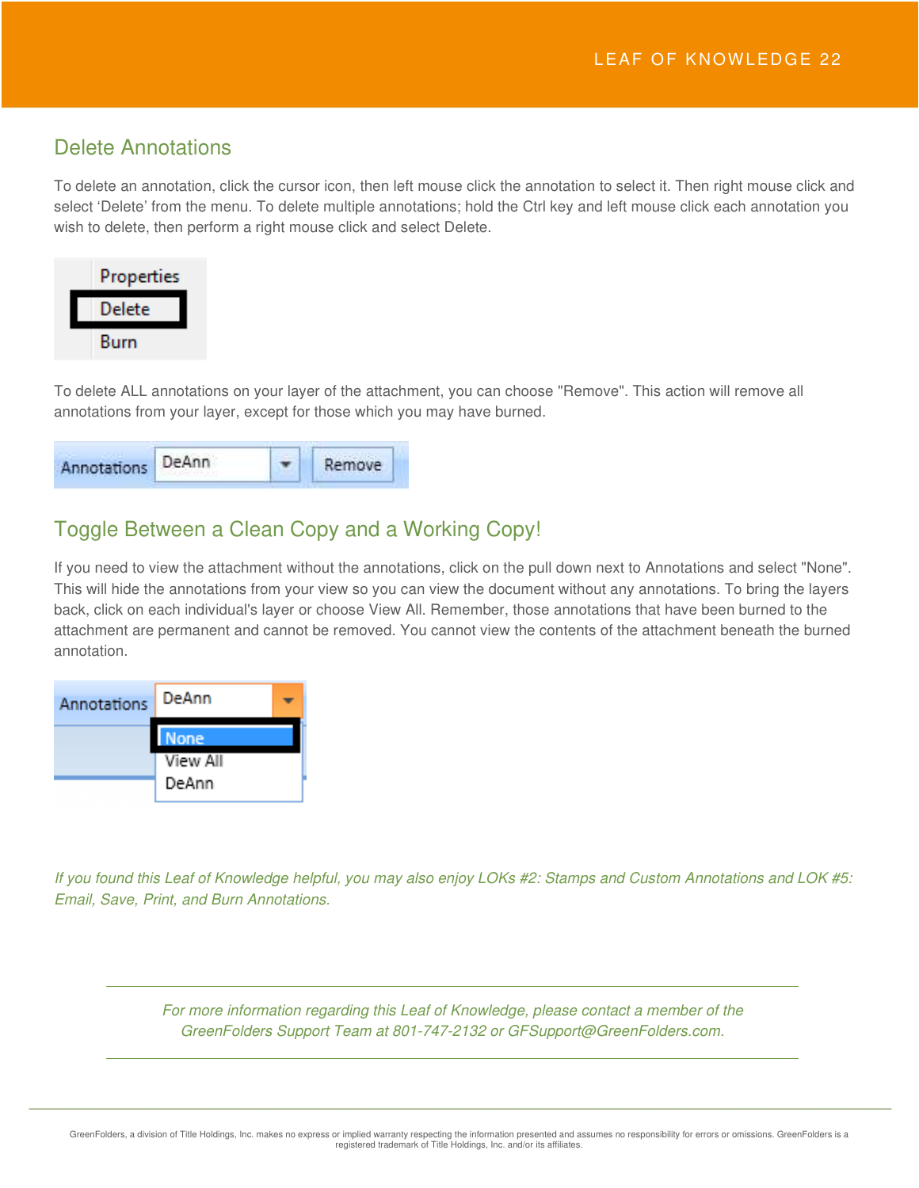## Delete Annotations

To delete an annotation, click the cursor icon, then left mouse click the annotation to select it. Then right mouse click and select 'Delete' from the menu. To delete multiple annotations; hold the Ctrl key and left mouse click each annotation you wish to delete, then perform a right mouse click and select Delete.

To delete ALL annotations on your layer of the attachment, you can choose "Remove". This action will remove all annotations from your layer, except for those which you may have burned.

## Toggle Between a Clean Copy and a Working Copy!

If you need to view the attachment without the annotations, click on the pull down next to Annotations and select "None". This will hide the annotations from your view so you can view the document without any annotations. To bring the layers back, click on each individual's layer or choose View All. Remember, those annotations that have been burned to the attachment are permanent and cannot be removed. You cannot view the contents of the attachment beneath the burned annotation.

*If you found this Leaf of Knowledge helpful, you may also enjoy LOKs #2: Stamps and Custom Annotations and LOK #5: Email, Save, Print, and Burn Annotations.*

*For more information regarding this Leaf of Knowledge, please contact a member of the GreenFolders Support Team at 801-747-2132 or GFSupport@GreenFolders.com.*

GreenFolders, a division of Title Holdings, Inc. makes no express or implied warranty respecting the information presented and assumes no responsibility for errors or omissions. GreenFolders is a registered trademark of Title Holdings, Inc. and/or its affiliates.